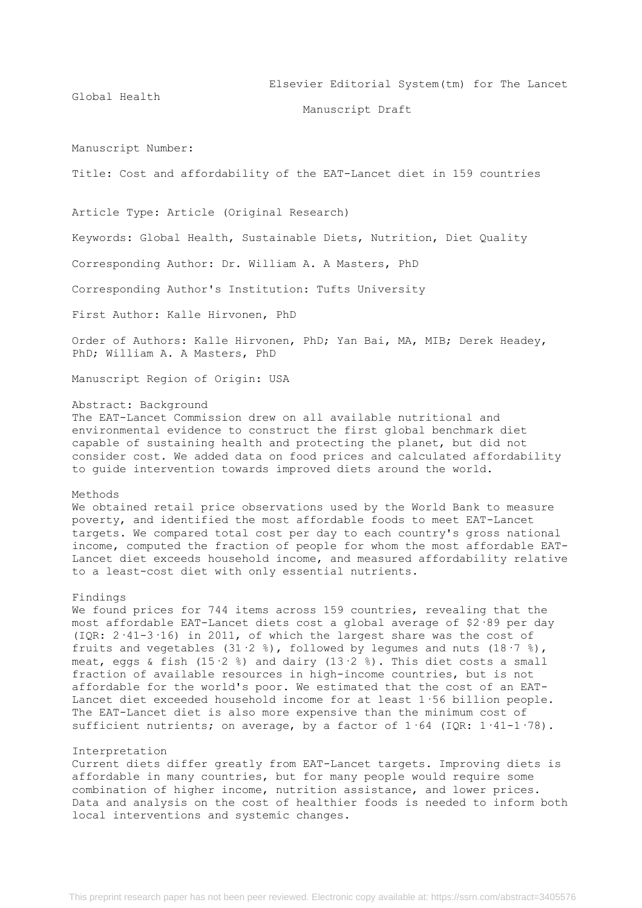Elsevier Editorial System(tm) for The Lancet Global Health

Manuscript Draft

Manuscript Number:

Title: Cost and affordability of the EAT-Lancet diet in 159 countries

Article Type: Article (Original Research)

Keywords: Global Health, Sustainable Diets, Nutrition, Diet Quality

Corresponding Author: Dr. William A. A Masters, PhD

Corresponding Author's Institution: Tufts University

First Author: Kalle Hirvonen, PhD

Order of Authors: Kalle Hirvonen, PhD; Yan Bai, MA, MIB; Derek Headey, PhD; William A. A Masters, PhD

Manuscript Region of Origin: USA

Abstract: Background

The EAT-Lancet Commission drew on all available nutritional and environmental evidence to construct the first global benchmark diet capable of sustaining health and protecting the planet, but did not consider cost. We added data on food prices and calculated affordability to guide intervention towards improved diets around the world.

Methods

We obtained retail price observations used by the World Bank to measure poverty, and identified the most affordable foods to meet EAT-Lancet targets. We compared total cost per day to each country's gross national income, computed the fraction of people for whom the most affordable EAT-Lancet diet exceeds household income, and measured affordability relative to a least-cost diet with only essential nutrients.

Findings

We found prices for 744 items across 159 countries, revealing that the most affordable EAT-Lancet diets cost a global average of $2·89 per day (IQR: 2·41-3·16) in 2011, of which the largest share was the cost of fruits and vegetables (31·2 %), followed by legumes and nuts (18·7 %), meat, eggs & fish (15·2 %) and dairy (13·2 %). This diet costs a small fraction of available resources in high-income countries, but is not affordable for the world's poor. We estimated that the cost of an EAT-Lancet diet exceeded household income for at least 1·56 billion people. The EAT-Lancet diet is also more expensive than the minimum cost of sufficient nutrients; on average, by a factor of 1·64 (IQR: 1·41-1·78).

Interpretation

Current diets differ greatly from EAT-Lancet targets. Improving diets is affordable in many countries, but for many people would require some combination of higher income, nutrition assistance, and lower prices. Data and analysis on the cost of healthier foods is needed to inform both local interventions and systemic changes.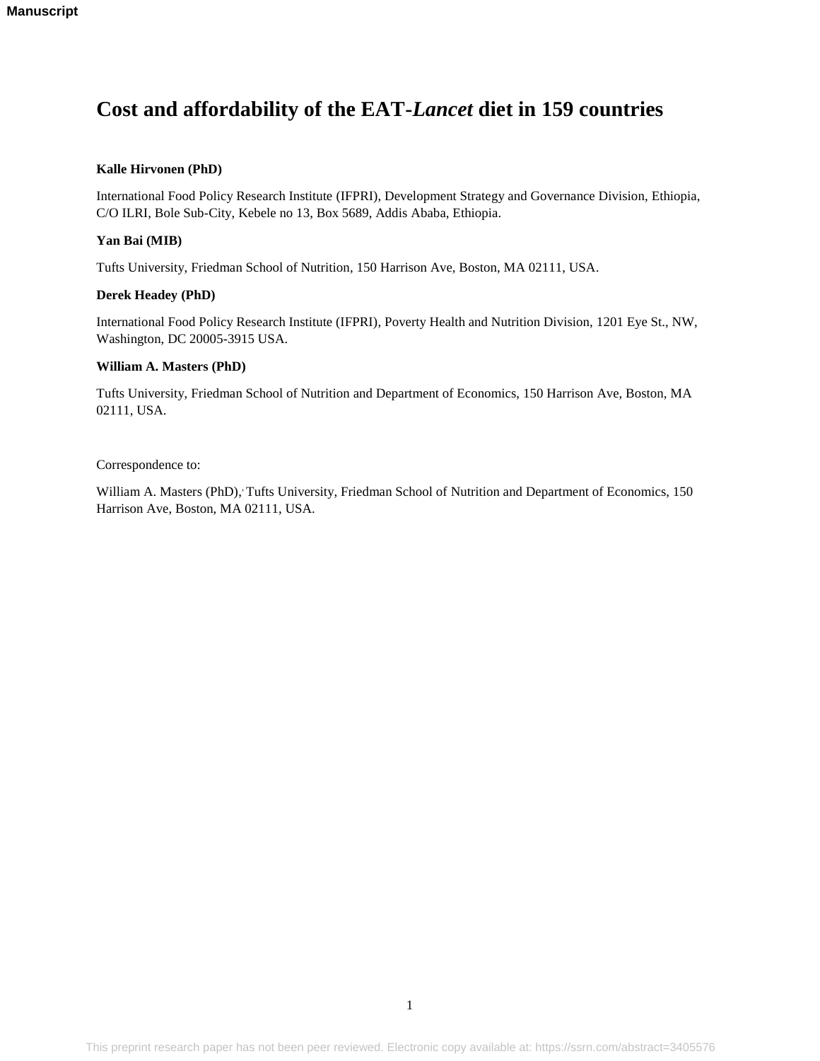# Cost and affordability of the EAT-*Lancet* diet in 159 countries

**Kalle Hirvonen (PhD)**

International Food Policy Research Institute (IFPRI), Development Strategy and Governance Division, Ethiopia, C/O ILRI, Bole Sub-City, Kebele no 13, Box 5689, Addis Ababa, Ethiopia.

**Yan Bai (MIB)**

Tufts University, Friedman School of Nutrition, 150 Harrison Ave, Boston, MA 02111, USA.

**Derek Headey (PhD)**

International Food Policy Research Institute (IFPRI), Poverty Health and Nutrition Division, 1201 Eye St., NW, Washington, DC 20005-3915 USA.

**William A. Masters (PhD)**

Tufts University, Friedman School of Nutrition and Department of Economics, 150 Harrison Ave, Boston, MA 02111, USA.

Correspondence to:

William A. Masters (PhD), Tufts University, Friedman School of Nutrition and Department of Economics, 150 Harrison Ave, Boston, MA 02111, USA.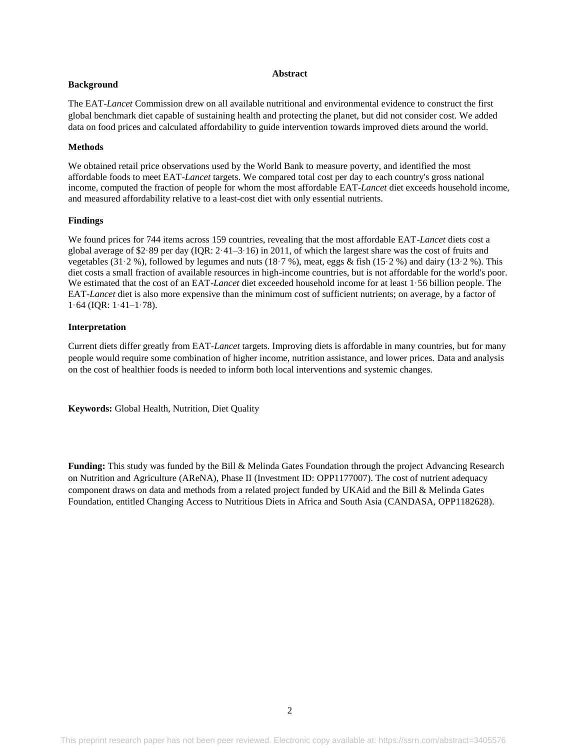## Abstract

### Background

The EAT-*Lancet* Commission drew on all available nutritional and environmental evidence to construct the first global benchmark diet capable of sustaining health and protecting the planet, but did not consider cost. We added data on food prices and calculated affordability to guide intervention towards improved diets around the world.

### Methods

We obtained retail price observations used by the World Bank to measure poverty, and identified the most affordable foods to meet EAT-*Lancet* targets. We compared total cost per day to each country's gross national income, computed the fraction of people for whom the most affordable EAT-*Lancet* diet exceeds household income, and measured affordability relative to a least-cost diet with only essential nutrients.

### Findings

We found prices for 744 items across 159 countries, revealing that the most affordable EAT-*Lancet* diets cost a global average of \$2·89 per day (IQR: 2·41–3·16) in 2011, of which the largest share was the cost of fruits and vegetables (31·2 %), followed by legumes and nuts (18·7 %), meat, eggs & fish (15·2 %) and dairy (13·2 %). This diet costs a small fraction of available resources in high-income countries, but is not affordable for the world's poor. We estimated that the cost of an EAT-*Lancet* diet exceeded household income for at least 1·56 billion people. The EAT-*Lancet* diet is also more expensive than the minimum cost of sufficient nutrients; on average, by a factor of 1·64 (IQR: 1·41–1·78).

### Interpretation

Current diets differ greatly from EAT-*Lancet* targets. Improving diets is affordable in many countries, but for many people would require some combination of higher income, nutrition assistance, and lower prices. Data and analysis on the cost of healthier foods is needed to inform both local interventions and systemic changes.

**Keywords:** Global Health, Nutrition, Diet Quality

**Funding:** This study was funded by the Bill & Melinda Gates Foundation through the project Advancing Research on Nutrition and Agriculture (AReNA), Phase II (Investment ID: OPP1177007). The cost of nutrient adequacy component draws on data and methods from a related project funded by UKAid and the Bill & Melinda Gates Foundation, entitled Changing Access to Nutritious Diets in Africa and South Asia (CANDASA, OPP1182628).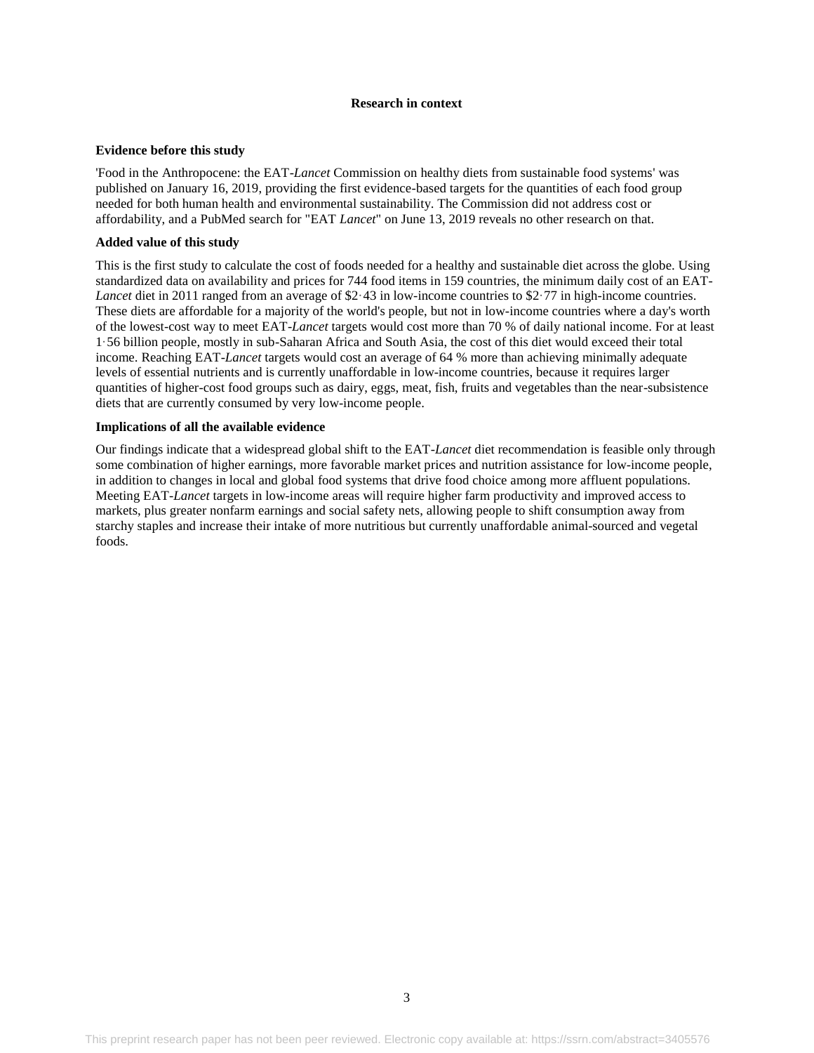## Research in context

### Evidence before this study

'Food in the Anthropocene: the EAT-*Lancet* Commission on healthy diets from sustainable food systems' was published on January 16, 2019, providing the first evidence-based targets for the quantities of each food group needed for both human health and environmental sustainability. The Commission did not address cost or affordability, and a PubMed search for "EAT *Lancet*" on June 13, 2019 reveals no other research on that.

### Added value of this study

This is the first study to calculate the cost of foods needed for a healthy and sustainable diet across the globe. Using standardized data on availability and prices for 744 food items in 159 countries, the minimum daily cost of an EAT-*Lancet* diet in 2011 ranged from an average of \$2·43 in low-income countries to \$2·77 in high-income countries. These diets are affordable for a majority of the world's people, but not in low-income countries where a day's worth of the lowest-cost way to meet EAT-*Lancet* targets would cost more than 70 % of daily national income. For at least 1·56 billion people, mostly in sub-Saharan Africa and South Asia, the cost of this diet would exceed their total income. Reaching EAT-*Lancet* targets would cost an average of 64 % more than achieving minimally adequate levels of essential nutrients and is currently unaffordable in low-income countries, because it requires larger quantities of higher-cost food groups such as dairy, eggs, meat, fish, fruits and vegetables than the near-subsistence diets that are currently consumed by very low-income people.

### Implications of all the available evidence

Our findings indicate that a widespread global shift to the EAT-*Lancet* diet recommendation is feasible only through some combination of higher earnings, more favorable market prices and nutrition assistance for low-income people, in addition to changes in local and global food systems that drive food choice among more affluent populations. Meeting EAT-*Lancet* targets in low-income areas will require higher farm productivity and improved access to markets, plus greater nonfarm earnings and social safety nets, allowing people to shift consumption away from starchy staples and increase their intake of more nutritious but currently unaffordable animal-sourced and vegetal foods.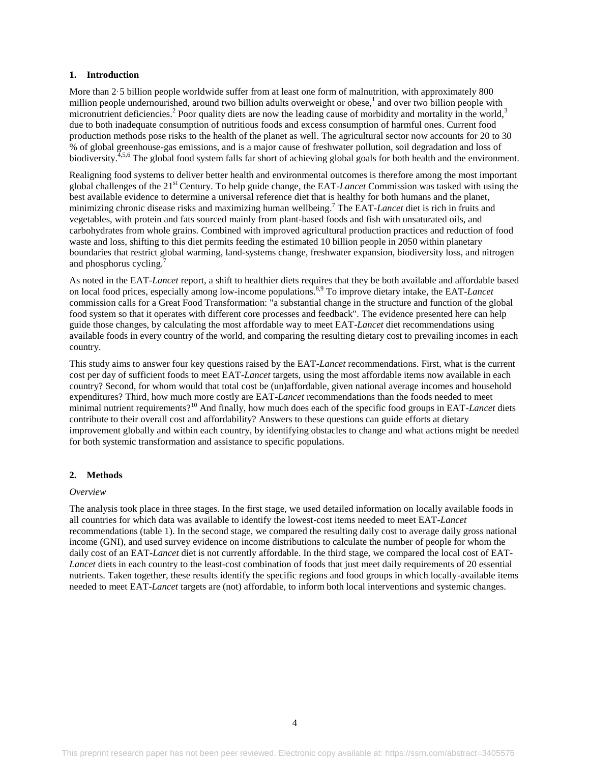## 1. Introduction

More than 2·5 billion people worldwide suffer from at least one form of malnutrition, with approximately 800 million people undernourished, around two billion adults overweight or obese,[1] and over two billion people with micronutrient deficiencies.[2] Poor quality diets are now the leading cause of morbidity and mortality in the world,[3] due to both inadequate consumption of nutritious foods and excess consumption of harmful ones. Current food production methods pose risks to the health of the planet as well. The agricultural sector now accounts for 20 to 30 % of global greenhouse-gas emissions, and is a major cause of freshwater pollution, soil degradation and loss of biodiversity.[4,5,6] The global food system falls far short of achieving global goals for both health and the environment.

Realigning food systems to deliver better health and environmental outcomes is therefore among the most important global challenges of the 21st Century. To help guide change, the EAT-*Lancet* Commission was tasked with using the best available evidence to determine a universal reference diet that is healthy for both humans and the planet, minimizing chronic disease risks and maximizing human wellbeing.[7] The EAT-*Lancet* diet is rich in fruits and vegetables, with protein and fats sourced mainly from plant-based foods and fish with unsaturated oils, and carbohydrates from whole grains. Combined with improved agricultural production practices and reduction of food waste and loss, shifting to this diet permits feeding the estimated 10 billion people in 2050 within planetary boundaries that restrict global warming, land-systems change, freshwater expansion, biodiversity loss, and nitrogen and phosphorus cycling.[7]

As noted in the EAT-*Lancet* report, a shift to healthier diets requires that they be both available and affordable based on local food prices, especially among low-income populations.[8,9] To improve dietary intake, the EAT-*Lancet* commission calls for a Great Food Transformation: "a substantial change in the structure and function of the global food system so that it operates with different core processes and feedback". The evidence presented here can help guide those changes, by calculating the most affordable way to meet EAT-*Lancet* diet recommendations using available foods in every country of the world, and comparing the resulting dietary cost to prevailing incomes in each country.

This study aims to answer four key questions raised by the EAT-*Lancet* recommendations. First, what is the current cost per day of sufficient foods to meet EAT-*Lancet* targets, using the most affordable items now available in each country? Second, for whom would that total cost be (un)affordable, given national average incomes and household expenditures? Third, how much more costly are EAT-*Lancet* recommendations than the foods needed to meet minimal nutrient requirements?[10] And finally, how much does each of the specific food groups in EAT-*Lancet* diets contribute to their overall cost and affordability? Answers to these questions can guide efforts at dietary improvement globally and within each country, by identifying obstacles to change and what actions might be needed for both systemic transformation and assistance to specific populations.

## 2. Methods

*Overview*

The analysis took place in three stages. In the first stage, we used detailed information on locally available foods in all countries for which data was available to identify the lowest-cost items needed to meet EAT-*Lancet* recommendations (table 1). In the second stage, we compared the resulting daily cost to average daily gross national income (GNI), and used survey evidence on income distributions to calculate the number of people for whom the daily cost of an EAT-*Lancet* diet is not currently affordable. In the third stage, we compared the local cost of EAT-*Lancet* diets in each country to the least-cost combination of foods that just meet daily requirements of 20 essential nutrients. Taken together, these results identify the specific regions and food groups in which locally-available items needed to meet EAT-*Lancet* targets are (not) affordable, to inform both local interventions and systemic changes.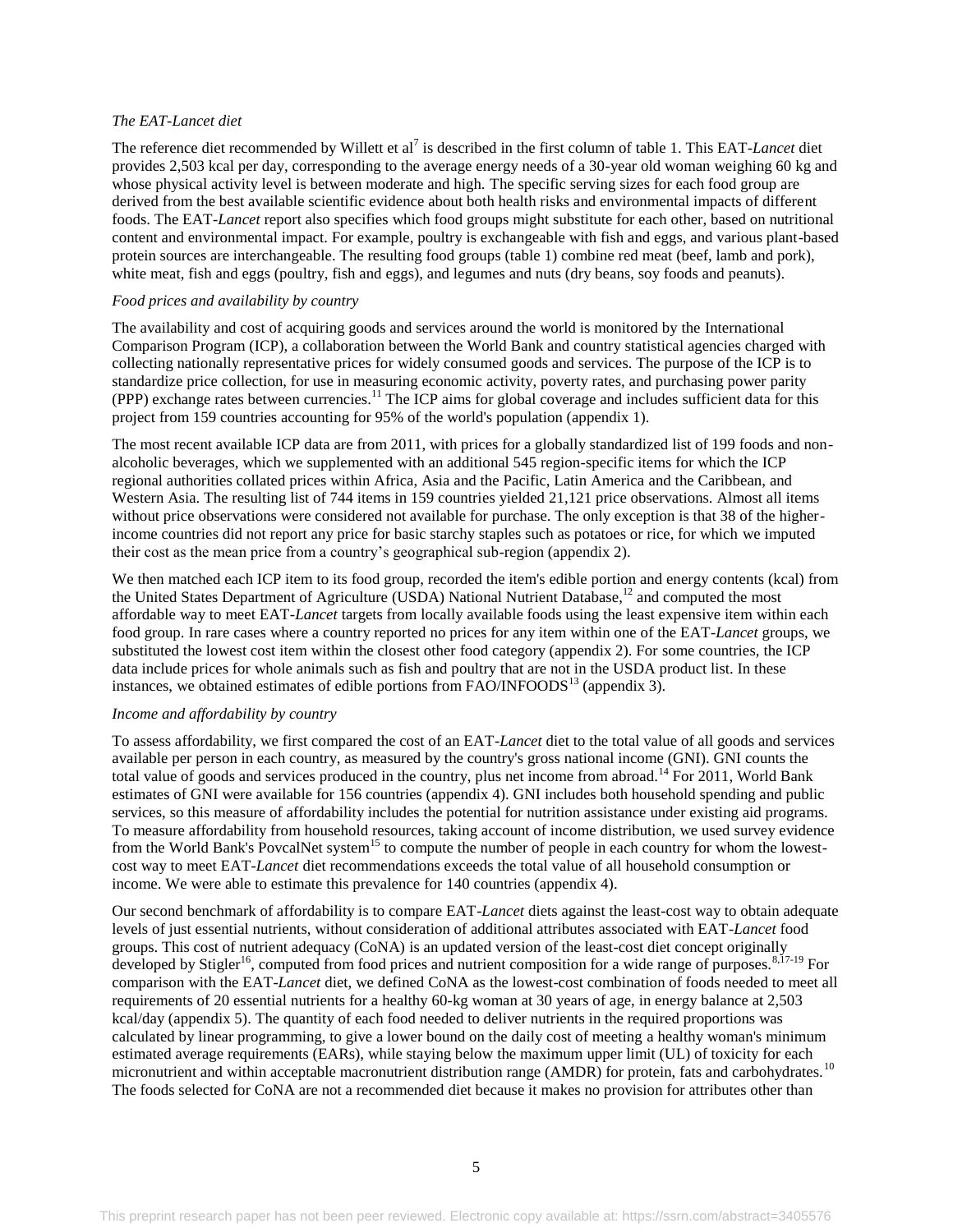*The EAT-Lancet diet*

The reference diet recommended by Willett et al[7] is described in the first column of table 1. This EAT-*Lancet* diet provides 2,503 kcal per day, corresponding to the average energy needs of a 30-year old woman weighing 60 kg and whose physical activity level is between moderate and high. The specific serving sizes for each food group are derived from the best available scientific evidence about both health risks and environmental impacts of different foods. The EAT-*Lancet* report also specifies which food groups might substitute for each other, based on nutritional content and environmental impact. For example, poultry is exchangeable with fish and eggs, and various plant-based protein sources are interchangeable. The resulting food groups (table 1) combine red meat (beef, lamb and pork), white meat, fish and eggs (poultry, fish and eggs), and legumes and nuts (dry beans, soy foods and peanuts).

*Food prices and availability by country*

The availability and cost of acquiring goods and services around the world is monitored by the International Comparison Program (ICP), a collaboration between the World Bank and country statistical agencies charged with collecting nationally representative prices for widely consumed goods and services. The purpose of the ICP is to standardize price collection, for use in measuring economic activity, poverty rates, and purchasing power parity (PPP) exchange rates between currencies.[11] The ICP aims for global coverage and includes sufficient data for this project from 159 countries accounting for 95% of the world's population (appendix 1).

The most recent available ICP data are from 2011, with prices for a globally standardized list of 199 foods and non-alcoholic beverages, which we supplemented with an additional 545 region-specific items for which the ICP regional authorities collated prices within Africa, Asia and the Pacific, Latin America and the Caribbean, and Western Asia. The resulting list of 744 items in 159 countries yielded 21,121 price observations. Almost all items without price observations were considered not available for purchase. The only exception is that 38 of the higher-income countries did not report any price for basic starchy staples such as potatoes or rice, for which we imputed their cost as the mean price from a country's geographical sub-region (appendix 2).

We then matched each ICP item to its food group, recorded the item's edible portion and energy contents (kcal) from the United States Department of Agriculture (USDA) National Nutrient Database,[12] and computed the most affordable way to meet EAT-*Lancet* targets from locally available foods using the least expensive item within each food group. In rare cases where a country reported no prices for any item within one of the EAT-*Lancet* groups, we substituted the lowest cost item within the closest other food category (appendix 2). For some countries, the ICP data include prices for whole animals such as fish and poultry that are not in the USDA product list. In these instances, we obtained estimates of edible portions from FAO/INFOODS[13] (appendix 3).

*Income and affordability by country*

To assess affordability, we first compared the cost of an EAT-*Lancet* diet to the total value of all goods and services available per person in each country, as measured by the country's gross national income (GNI). GNI counts the total value of goods and services produced in the country, plus net income from abroad.[14] For 2011, World Bank estimates of GNI were available for 156 countries (appendix 4). GNI includes both household spending and public services, so this measure of affordability includes the potential for nutrition assistance under existing aid programs. To measure affordability from household resources, taking account of income distribution, we used survey evidence from the World Bank's PovcalNet system[15] to compute the number of people in each country for whom the lowest-cost way to meet EAT-*Lancet* diet recommendations exceeds the total value of all household consumption or income. We were able to estimate this prevalence for 140 countries (appendix 4).

Our second benchmark of affordability is to compare EAT-*Lancet* diets against the least-cost way to obtain adequate levels of just essential nutrients, without consideration of additional attributes associated with EAT-*Lancet* food groups. This cost of nutrient adequacy (CoNA) is an updated version of the least-cost diet concept originally developed by Stigler[16], computed from food prices and nutrient composition for a wide range of purposes.[8,17-19] For comparison with the EAT-*Lancet* diet, we defined CoNA as the lowest-cost combination of foods needed to meet all requirements of 20 essential nutrients for a healthy 60-kg woman at 30 years of age, in energy balance at 2,503 kcal/day (appendix 5). The quantity of each food needed to deliver nutrients in the required proportions was calculated by linear programming, to give a lower bound on the daily cost of meeting a healthy woman's minimum estimated average requirements (EARs), while staying below the maximum upper limit (UL) of toxicity for each micronutrient and within acceptable macronutrient distribution range (AMDR) for protein, fats and carbohydrates.[10] The foods selected for CoNA are not a recommended diet because it makes no provision for attributes other than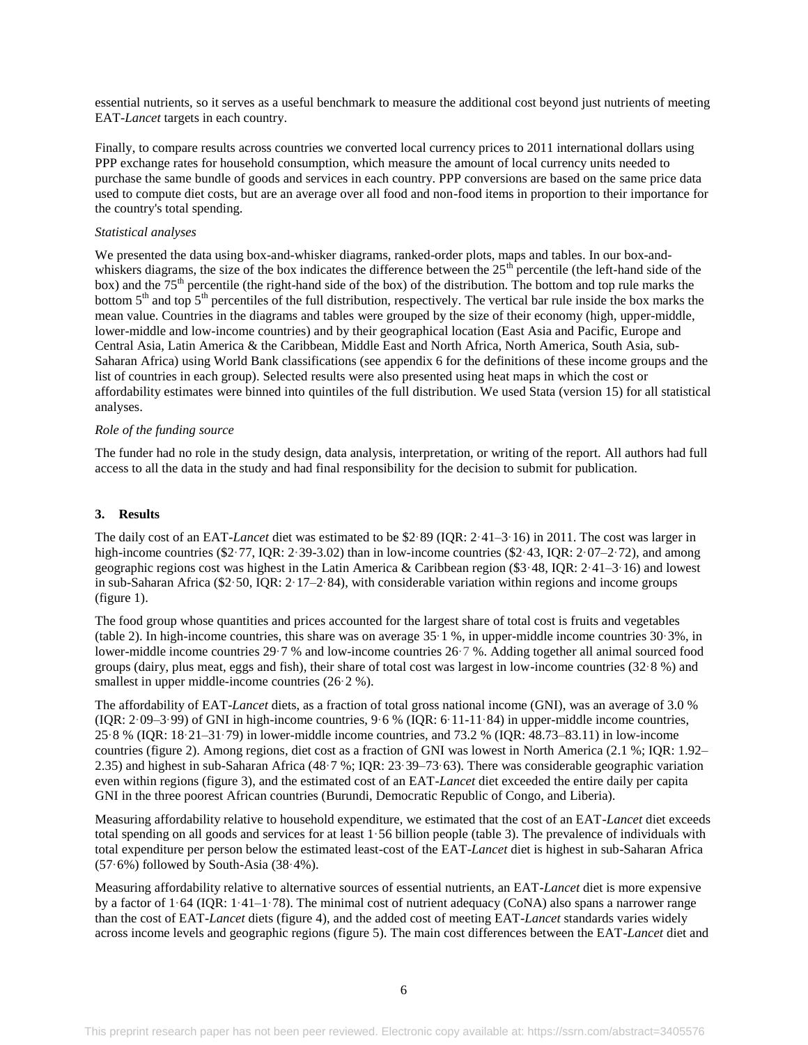essential nutrients, so it serves as a useful benchmark to measure the additional cost beyond just nutrients of meeting EAT-*Lancet* targets in each country.

Finally, to compare results across countries we converted local currency prices to 2011 international dollars using PPP exchange rates for household consumption, which measure the amount of local currency units needed to purchase the same bundle of goods and services in each country. PPP conversions are based on the same price data used to compute diet costs, but are an average over all food and non-food items in proportion to their importance for the country's total spending.

*Statistical analyses*

We presented the data using box-and-whisker diagrams, ranked-order plots, maps and tables. In our box-and-whiskers diagrams, the size of the box indicates the difference between the 25th percentile (the left-hand side of the box) and the 75th percentile (the right-hand side of the box) of the distribution. The bottom and top rule marks the bottom 5th and top 5th percentiles of the full distribution, respectively. The vertical bar rule inside the box marks the mean value. Countries in the diagrams and tables were grouped by the size of their economy (high, upper-middle, lower-middle and low-income countries) and by their geographical location (East Asia and Pacific, Europe and Central Asia, Latin America & the Caribbean, Middle East and North Africa, North America, South Asia, sub-Saharan Africa) using World Bank classifications (see appendix 6 for the definitions of these income groups and the list of countries in each group). Selected results were also presented using heat maps in which the cost or affordability estimates were binned into quintiles of the full distribution. We used Stata (version 15) for all statistical analyses.

*Role of the funding source*

The funder had no role in the study design, data analysis, interpretation, or writing of the report. All authors had full access to all the data in the study and had final responsibility for the decision to submit for publication.

## 3. Results

The daily cost of an EAT-*Lancet* diet was estimated to be \$2·89 (IQR: 2·41–3·16) in 2011. The cost was larger in high-income countries (\$2·77, IQR: 2·39-3.02) than in low-income countries (\$2·43, IQR: 2·07–2·72), and among geographic regions cost was highest in the Latin America & Caribbean region (\$3·48, IQR: 2·41–3·16) and lowest in sub-Saharan Africa (\$2·50, IQR: 2·17–2·84), with considerable variation within regions and income groups (figure 1).

The food group whose quantities and prices accounted for the largest share of total cost is fruits and vegetables (table 2). In high-income countries, this share was on average 35·1 %, in upper-middle income countries 30·3%, in lower-middle income countries 29·7 % and low-income countries 26·7 %. Adding together all animal sourced food groups (dairy, plus meat, eggs and fish), their share of total cost was largest in low-income countries (32·8 %) and smallest in upper middle-income countries (26·2 %).

The affordability of EAT-*Lancet* diets, as a fraction of total gross national income (GNI), was an average of 3.0 % (IQR: 2·09–3·99) of GNI in high-income countries, 9·6 % (IQR: 6·11-11·84) in upper-middle income countries, 25·8 % (IQR: 18·21–31·79) in lower-middle income countries, and 73.2 % (IQR: 48.73–83.11) in low-income countries (figure 2). Among regions, diet cost as a fraction of GNI was lowest in North America (2.1 %; IQR: 1.92–2.35) and highest in sub-Saharan Africa (48·7 %; IQR: 23·39–73·63). There was considerable geographic variation even within regions (figure 3), and the estimated cost of an EAT-*Lancet* diet exceeded the entire daily per capita GNI in the three poorest African countries (Burundi, Democratic Republic of Congo, and Liberia).

Measuring affordability relative to household expenditure, we estimated that the cost of an EAT-*Lancet* diet exceeds total spending on all goods and services for at least 1·56 billion people (table 3). The prevalence of individuals with total expenditure per person below the estimated least-cost of the EAT-*Lancet* diet is highest in sub-Saharan Africa (57·6%) followed by South-Asia (38·4%).

Measuring affordability relative to alternative sources of essential nutrients, an EAT-*Lancet* diet is more expensive by a factor of 1·64 (IQR: 1·41–1·78). The minimal cost of nutrient adequacy (CoNA) also spans a narrower range than the cost of EAT-*Lancet* diets (figure 4), and the added cost of meeting EAT-*Lancet* standards varies widely across income levels and geographic regions (figure 5). The main cost differences between the EAT-*Lancet* diet and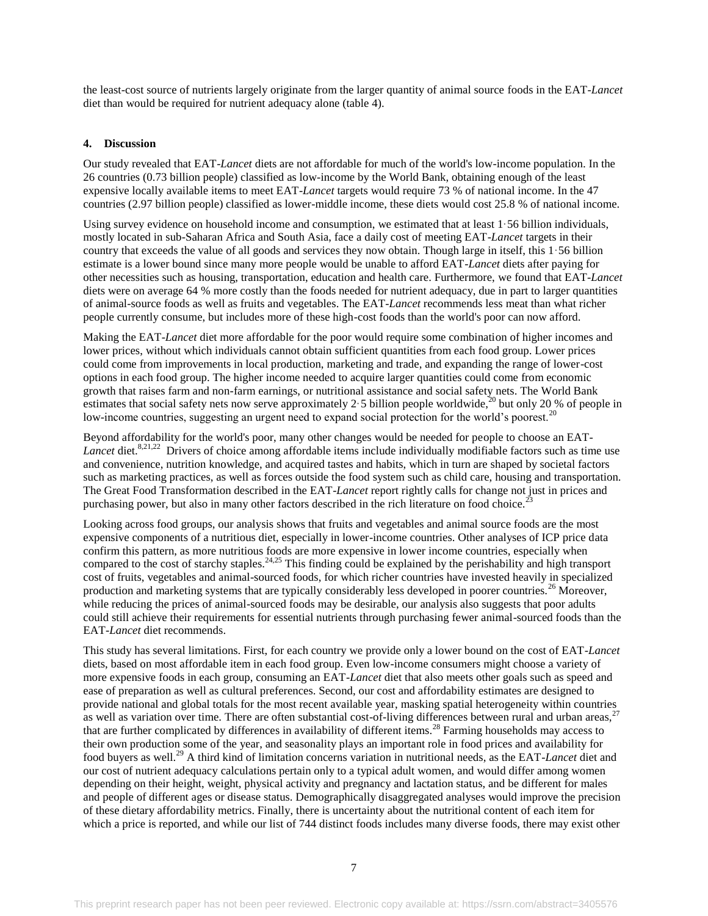the least-cost source of nutrients largely originate from the larger quantity of animal source foods in the EAT-*Lancet* diet than would be required for nutrient adequacy alone (table 4).

## 4. Discussion

Our study revealed that EAT-*Lancet* diets are not affordable for much of the world's low-income population. In the 26 countries (0.73 billion people) classified as low-income by the World Bank, obtaining enough of the least expensive locally available items to meet EAT-*Lancet* targets would require 73 % of national income. In the 47 countries (2.97 billion people) classified as lower-middle income, these diets would cost 25.8 % of national income.

Using survey evidence on household income and consumption, we estimated that at least 1·56 billion individuals, mostly located in sub-Saharan Africa and South Asia, face a daily cost of meeting EAT-*Lancet* targets in their country that exceeds the value of all goods and services they now obtain. Though large in itself, this 1·56 billion estimate is a lower bound since many more people would be unable to afford EAT-*Lancet* diets after paying for other necessities such as housing, transportation, education and health care. Furthermore, we found that EAT-*Lancet* diets were on average 64 % more costly than the foods needed for nutrient adequacy, due in part to larger quantities of animal-source foods as well as fruits and vegetables. The EAT-*Lancet* recommends less meat than what richer people currently consume, but includes more of these high-cost foods than the world's poor can now afford.

Making the EAT-*Lancet* diet more affordable for the poor would require some combination of higher incomes and lower prices, without which individuals cannot obtain sufficient quantities from each food group. Lower prices could come from improvements in local production, marketing and trade, and expanding the range of lower-cost options in each food group. The higher income needed to acquire larger quantities could come from economic growth that raises farm and non-farm earnings, or nutritional assistance and social safety nets. The World Bank estimates that social safety nets now serve approximately 2·5 billion people worldwide,[20] but only 20 % of people in low-income countries, suggesting an urgent need to expand social protection for the world's poorest.[20]

Beyond affordability for the world's poor, many other changes would be needed for people to choose an EAT-*Lancet* diet.[8,21,22] Drivers of choice among affordable items include individually modifiable factors such as time use and convenience, nutrition knowledge, and acquired tastes and habits, which in turn are shaped by societal factors such as marketing practices, as well as forces outside the food system such as child care, housing and transportation. The Great Food Transformation described in the EAT-*Lancet* report rightly calls for change not just in prices and purchasing power, but also in many other factors described in the rich literature on food choice.[23]

Looking across food groups, our analysis shows that fruits and vegetables and animal source foods are the most expensive components of a nutritious diet, especially in lower-income countries. Other analyses of ICP price data confirm this pattern, as more nutritious foods are more expensive in lower income countries, especially when compared to the cost of starchy staples.[24,25] This finding could be explained by the perishability and high transport cost of fruits, vegetables and animal-sourced foods, for which richer countries have invested heavily in specialized production and marketing systems that are typically considerably less developed in poorer countries.[26] Moreover, while reducing the prices of animal-sourced foods may be desirable, our analysis also suggests that poor adults could still achieve their requirements for essential nutrients through purchasing fewer animal-sourced foods than the EAT-*Lancet* diet recommends.

This study has several limitations. First, for each country we provide only a lower bound on the cost of EAT-*Lancet* diets, based on most affordable item in each food group. Even low-income consumers might choose a variety of more expensive foods in each group, consuming an EAT-*Lancet* diet that also meets other goals such as speed and ease of preparation as well as cultural preferences. Second, our cost and affordability estimates are designed to provide national and global totals for the most recent available year, masking spatial heterogeneity within countries as well as variation over time. There are often substantial cost-of-living differences between rural and urban areas,[27] that are further complicated by differences in availability of different items.[28] Farming households may access to their own production some of the year, and seasonality plays an important role in food prices and availability for food buyers as well.[29] A third kind of limitation concerns variation in nutritional needs, as the EAT-*Lancet* diet and our cost of nutrient adequacy calculations pertain only to a typical adult women, and would differ among women depending on their height, weight, physical activity and pregnancy and lactation status, and be different for males and people of different ages or disease status. Demographically disaggregated analyses would improve the precision of these dietary affordability metrics. Finally, there is uncertainty about the nutritional content of each item for which a price is reported, and while our list of 744 distinct foods includes many diverse foods, there may exist other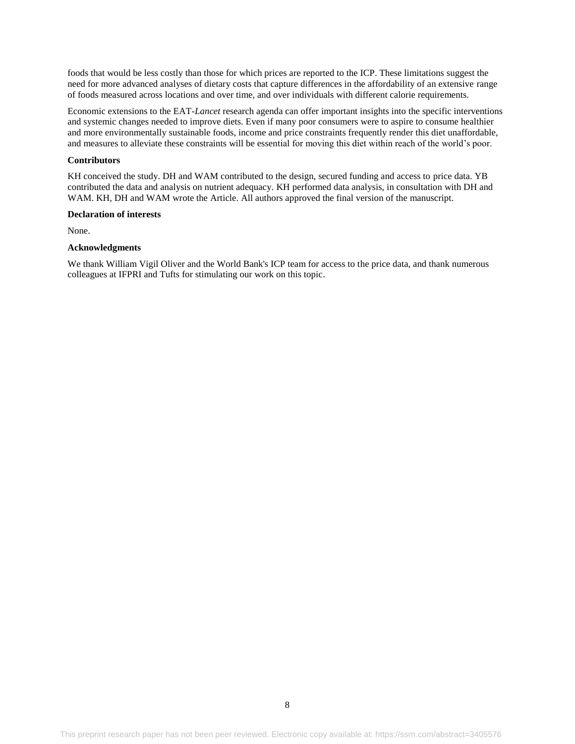foods that would be less costly than those for which prices are reported to the ICP. These limitations suggest the need for more advanced analyses of dietary costs that capture differences in the affordability of an extensive range of foods measured across locations and over time, and over individuals with different calorie requirements.

Economic extensions to the EAT-*Lancet* research agenda can offer important insights into the specific interventions and systemic changes needed to improve diets. Even if many poor consumers were to aspire to consume healthier and more environmentally sustainable foods, income and price constraints frequently render this diet unaffordable, and measures to alleviate these constraints will be essential for moving this diet within reach of the world's poor.

**Contributors**

KH conceived the study. DH and WAM contributed to the design, secured funding and access to price data. YB contributed the data and analysis on nutrient adequacy. KH performed data analysis, in consultation with DH and WAM. KH, DH and WAM wrote the Article. All authors approved the final version of the manuscript.

**Declaration of interests**

None.

**Acknowledgments**

We thank William Vigil Oliver and the World Bank's ICP team for access to the price data, and thank numerous colleagues at IFPRI and Tufts for stimulating our work on this topic.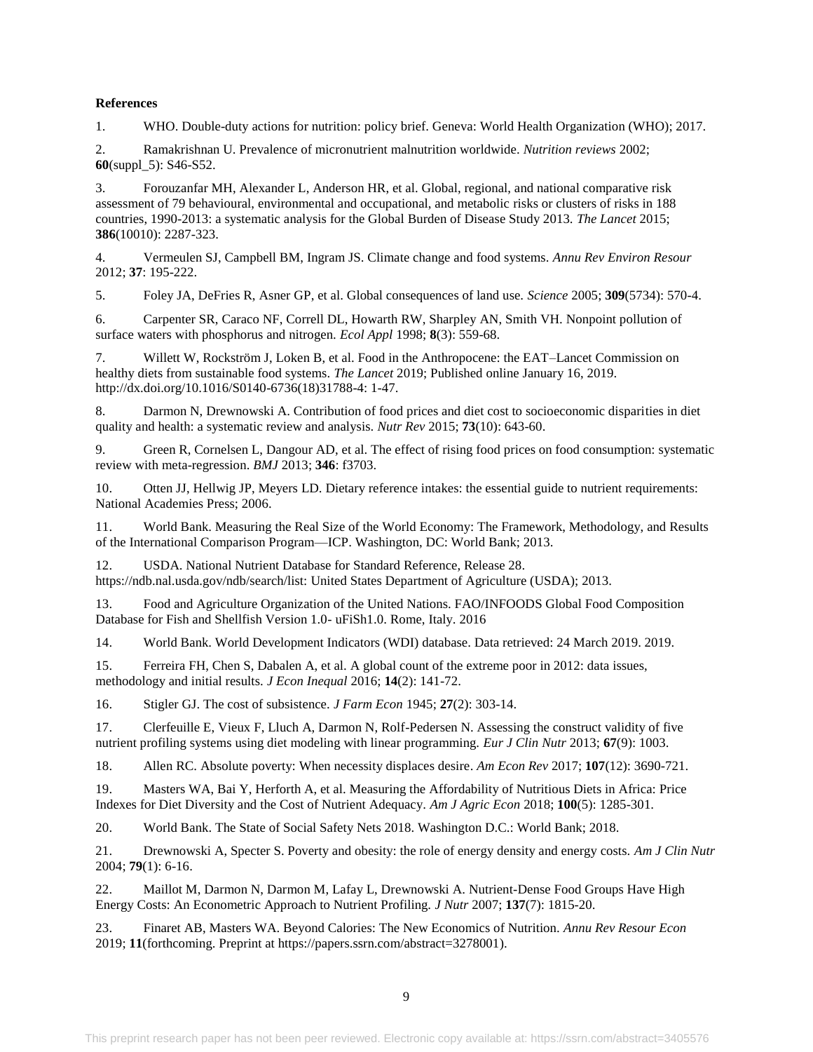**References**

1. WHO. Double-duty actions for nutrition: policy brief. Geneva: World Health Organization (WHO); 2017.

2. Ramakrishnan U. Prevalence of micronutrient malnutrition worldwide. *Nutrition reviews* 2002; **60**(suppl_5): S46-S52.

3. Forouzanfar MH, Alexander L, Anderson HR, et al. Global, regional, and national comparative risk assessment of 79 behavioural, environmental and occupational, and metabolic risks or clusters of risks in 188 countries, 1990-2013: a systematic analysis for the Global Burden of Disease Study 2013. *The Lancet* 2015; **386**(10010): 2287-323.

4. Vermeulen SJ, Campbell BM, Ingram JS. Climate change and food systems. *Annu Rev Environ Resour* 2012; **37**: 195-222.

5. Foley JA, DeFries R, Asner GP, et al. Global consequences of land use. *Science* 2005; **309**(5734): 570-4.

6. Carpenter SR, Caraco NF, Correll DL, Howarth RW, Sharpley AN, Smith VH. Nonpoint pollution of surface waters with phosphorus and nitrogen. *Ecol Appl* 1998; **8**(3): 559-68.

7. Willett W, Rockström J, Loken B, et al. Food in the Anthropocene: the EAT–Lancet Commission on healthy diets from sustainable food systems. *The Lancet* 2019; Published online January 16, 2019. http://dx.doi.org/10.1016/S0140-6736(18)31788-4: 1-47.

8. Darmon N, Drewnowski A. Contribution of food prices and diet cost to socioeconomic disparities in diet quality and health: a systematic review and analysis. *Nutr Rev* 2015; **73**(10): 643-60.

9. Green R, Cornelsen L, Dangour AD, et al. The effect of rising food prices on food consumption: systematic review with meta-regression. *BMJ* 2013; **346**: f3703.

10. Otten JJ, Hellwig JP, Meyers LD. Dietary reference intakes: the essential guide to nutrient requirements: National Academies Press; 2006.

11. World Bank. Measuring the Real Size of the World Economy: The Framework, Methodology, and Results of the International Comparison Program—ICP. Washington, DC: World Bank; 2013.

12. USDA. National Nutrient Database for Standard Reference, Release 28. https://ndb.nal.usda.gov/ndb/search/list: United States Department of Agriculture (USDA); 2013.

13. Food and Agriculture Organization of the United Nations. FAO/INFOODS Global Food Composition Database for Fish and Shellfish Version 1.0- uFiSh1.0. Rome, Italy. 2016

14. World Bank. World Development Indicators (WDI) database. Data retrieved: 24 March 2019. 2019.

15. Ferreira FH, Chen S, Dabalen A, et al. A global count of the extreme poor in 2012: data issues, methodology and initial results. *J Econ Inequal* 2016; **14**(2): 141-72.

16. Stigler GJ. The cost of subsistence. *J Farm Econ* 1945; **27**(2): 303-14.

17. Clerfeuille E, Vieux F, Lluch A, Darmon N, Rolf-Pedersen N. Assessing the construct validity of five nutrient profiling systems using diet modeling with linear programming. *Eur J Clin Nutr* 2013; **67**(9): 1003.

18. Allen RC. Absolute poverty: When necessity displaces desire. *Am Econ Rev* 2017; **107**(12): 3690-721.

19. Masters WA, Bai Y, Herforth A, et al. Measuring the Affordability of Nutritious Diets in Africa: Price Indexes for Diet Diversity and the Cost of Nutrient Adequacy. *Am J Agric Econ* 2018; **100**(5): 1285-301.

20. World Bank. The State of Social Safety Nets 2018. Washington D.C.: World Bank; 2018.

21. Drewnowski A, Specter S. Poverty and obesity: the role of energy density and energy costs. *Am J Clin Nutr* 2004; **79**(1): 6-16.

22. Maillot M, Darmon N, Darmon M, Lafay L, Drewnowski A. Nutrient-Dense Food Groups Have High Energy Costs: An Econometric Approach to Nutrient Profiling. *J Nutr* 2007; **137**(7): 1815-20.

23. Finaret AB, Masters WA. Beyond Calories: The New Economics of Nutrition. *Annu Rev Resour Econ* 2019; **11**(forthcoming. Preprint at https://papers.ssrn.com/abstract=3278001).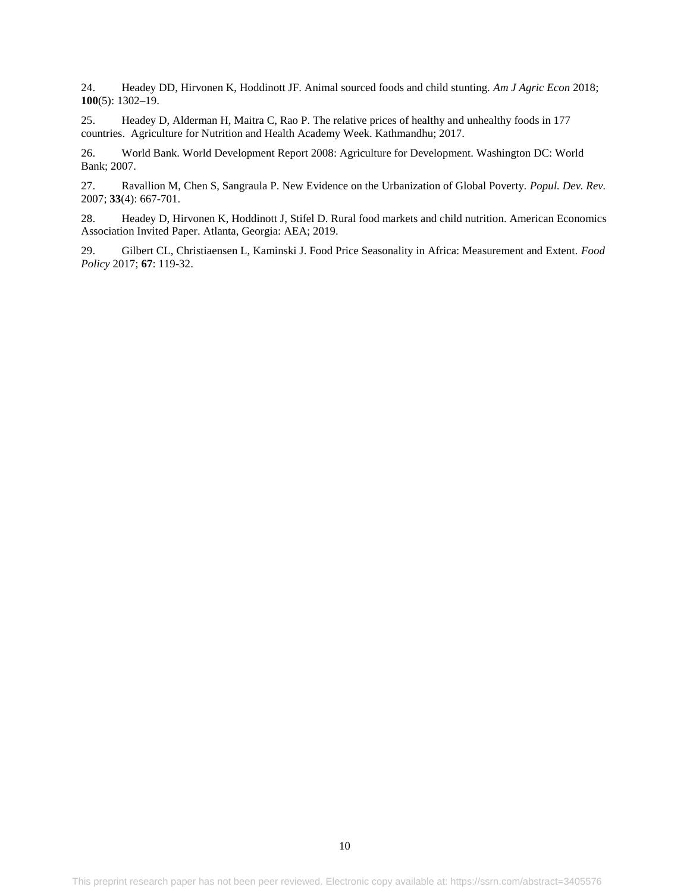24. Headey DD, Hirvonen K, Hoddinott JF. Animal sourced foods and child stunting. *Am J Agric Econ* 2018; **100**(5): 1302–19.

25. Headey D, Alderman H, Maitra C, Rao P. The relative prices of healthy and unhealthy foods in 177 countries. Agriculture for Nutrition and Health Academy Week. Kathmandhu; 2017.

26. World Bank. World Development Report 2008: Agriculture for Development. Washington DC: World Bank; 2007.

27. Ravallion M, Chen S, Sangraula P. New Evidence on the Urbanization of Global Poverty. *Popul. Dev. Rev*. 2007; **33**(4): 667-701.

28. Headey D, Hirvonen K, Hoddinott J, Stifel D. Rural food markets and child nutrition. American Economics Association Invited Paper. Atlanta, Georgia: AEA; 2019.

29. Gilbert CL, Christiaensen L, Kaminski J. Food Price Seasonality in Africa: Measurement and Extent. *Food Policy* 2017; **67**: 119-32.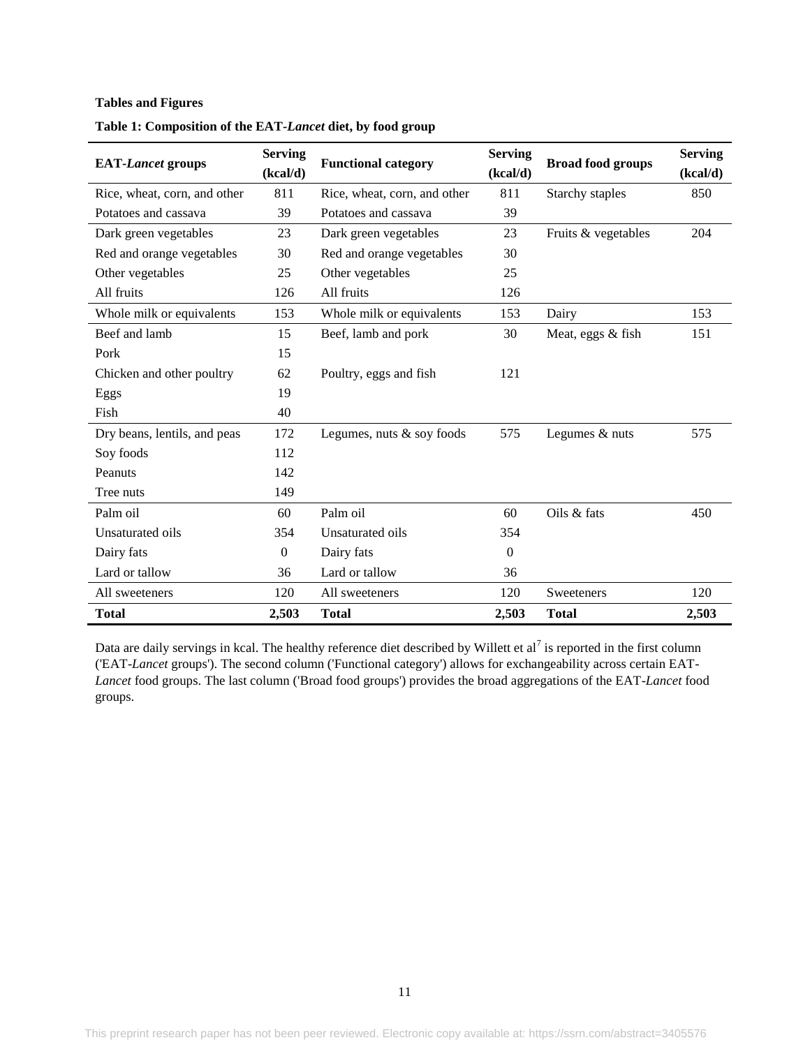**Tables and Figures**

**Table 1: Composition of the EAT-*Lancet* diet, by food group**

| **EAT-*Lancet* groups** | **Serving (kcal/d)** | **Functional category** | **Serving (kcal/d)** | **Broad food groups** | **Serving (kcal/d)** |
|---|---|---|---|---|---|
| Rice, wheat, corn, and other | 811 | Rice, wheat, corn, and other | 811 | Starchy staples | 850 |
| Potatoes and cassava | 39 | Potatoes and cassava | 39 | | |
| Dark green vegetables | 23 | Dark green vegetables | 23 | Fruits & vegetables | 204 |
| Red and orange vegetables | 30 | Red and orange vegetables | 30 | | |
| Other vegetables | 25 | Other vegetables | 25 | | |
| All fruits | 126 | All fruits | 126 | | |
| Whole milk or equivalents | 153 | Whole milk or equivalents | 153 | Dairy | 153 |
| Beef and lamb | 15 | Beef, lamb and pork | 30 | Meat, eggs & fish | 151 |
| Pork | 15 | | | | |
| Chicken and other poultry | 62 | Poultry, eggs and fish | 121 | | |
| Eggs | 19 | | | | |
| Fish | 40 | | | | |
| Dry beans, lentils, and peas | 172 | Legumes, nuts & soy foods | 575 | Legumes & nuts | 575 |
| Soy foods | 112 | | | | |
| Peanuts | 142 | | | | |
| Tree nuts | 149 | | | | |
| Palm oil | 60 | Palm oil | 60 | Oils & fats | 450 |
| Unsaturated oils | 354 | Unsaturated oils | 354 | | |
| Dairy fats | 0 | Dairy fats | 0 | | |
| Lard or tallow | 36 | Lard or tallow | 36 | | |
| All sweeteners | 120 | All sweeteners | 120 | Sweeteners | 120 |
| **Total** | **2,503** | **Total** | **2,503** | **Total** | **2,503** |

Data are daily servings in kcal. The healthy reference diet described by Willett et al[7] is reported in the first column ('EAT-*Lancet* groups'). The second column ('Functional category') allows for exchangeability across certain EAT-*Lancet* food groups. The last column ('Broad food groups') provides the broad aggregations of the EAT-*Lancet* food groups.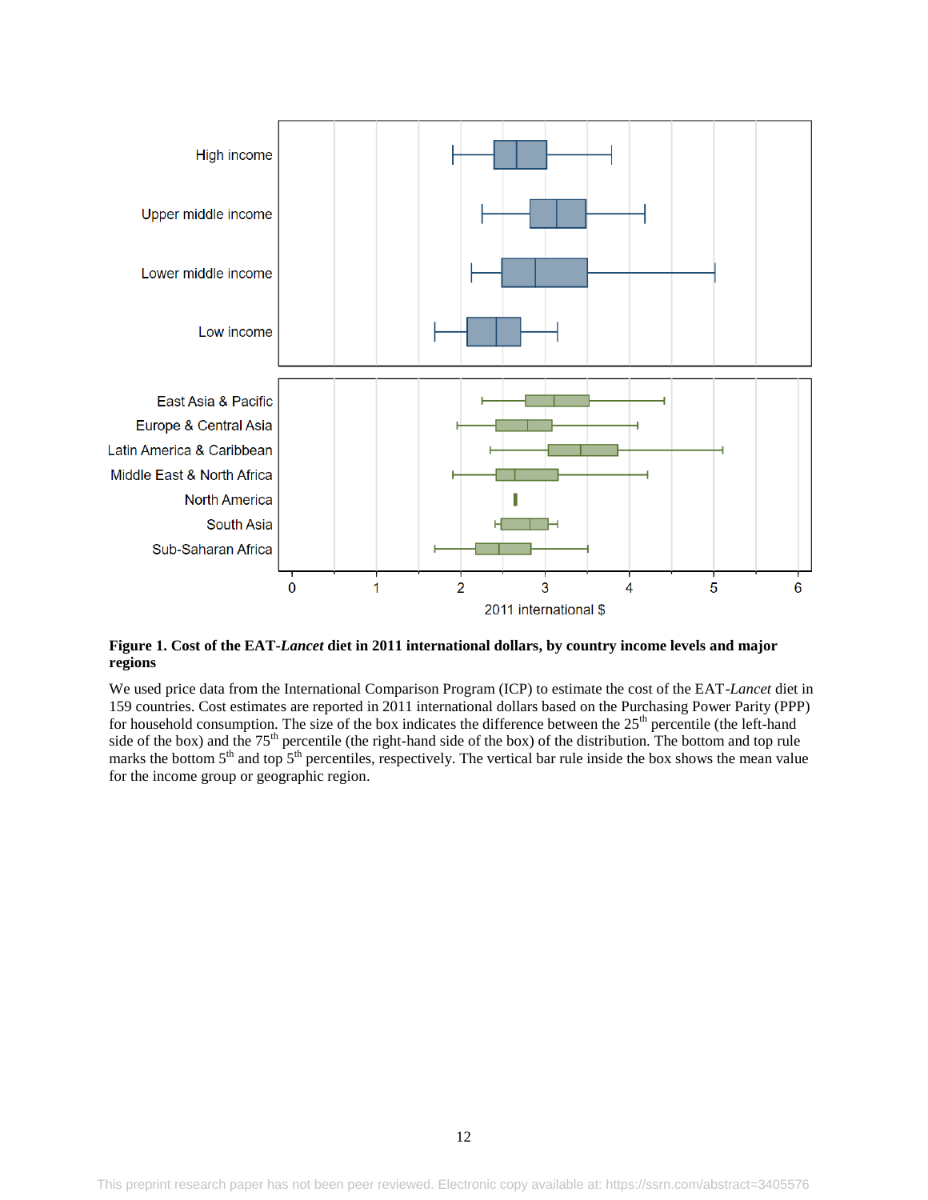High income

Upper middle income

Lower middle income

Low income

East Asia & Pacific

Europe & Central Asia

Latin America & Caribbean

Middle East & North Africa

North America

South Asia

Sub-Saharan Africa

0 1 2 3 4 5 6

2011 international $

**Figure 1. Cost of the EAT-*Lancet* diet in 2011 international dollars, by country income levels and major regions**

We used price data from the International Comparison Program (ICP) to estimate the cost of the EAT-*Lancet* diet in 159 countries. Cost estimates are reported in 2011 international dollars based on the Purchasing Power Parity (PPP) for household consumption. The size of the box indicates the difference between the 25th percentile (the left-hand side of the box) and the 75th percentile (the right-hand side of the box) of the distribution. The bottom and top rule marks the bottom 5th and top 5th percentiles, respectively. The vertical bar rule inside the box shows the mean value for the income group or geographic region.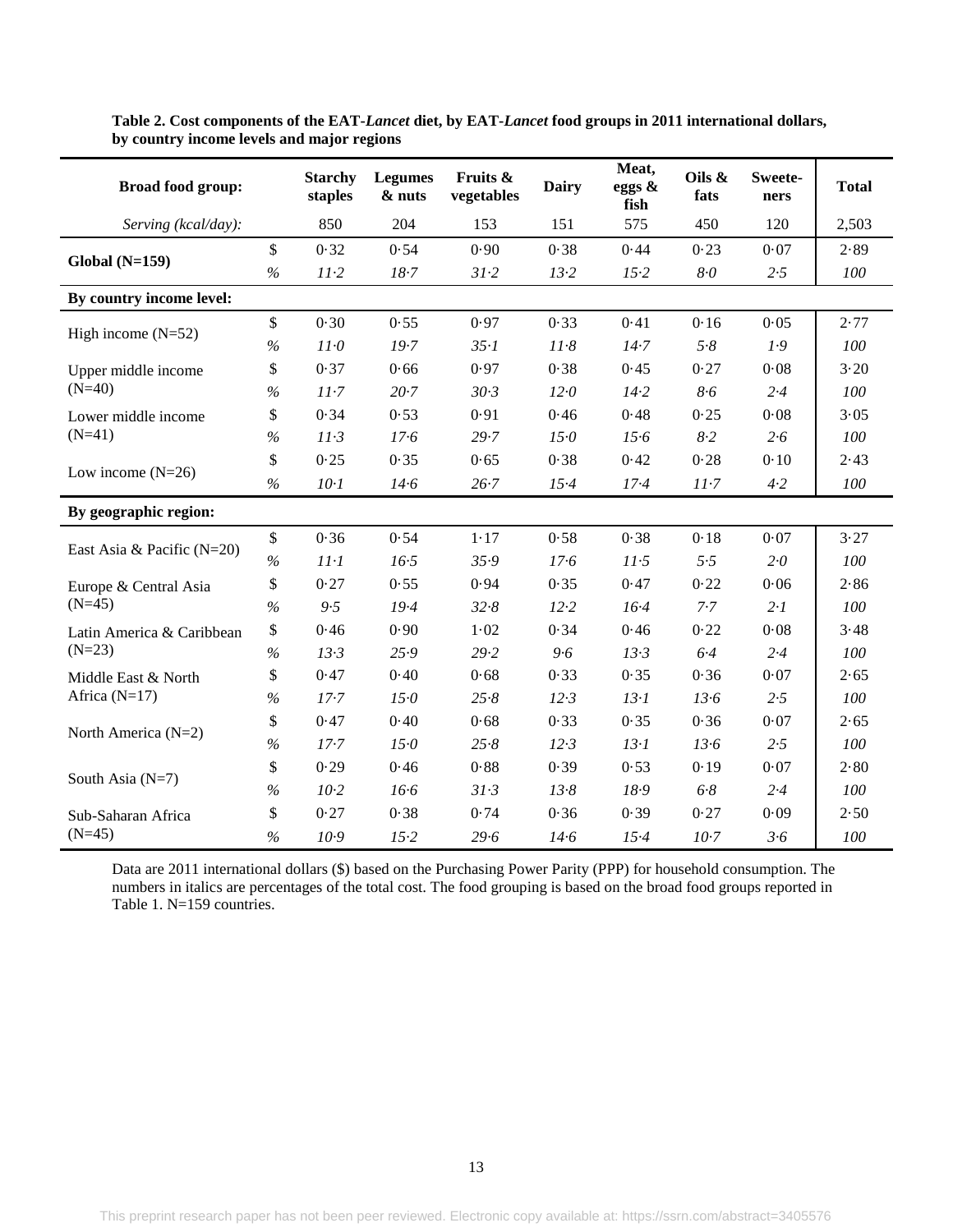**Table 2. Cost components of the EAT-*Lancet* diet, by EAT-*Lancet* food groups in 2011 international dollars, by country income levels and major regions**

| Broad food group: | | Starchy staples | Legumes & nuts | Fruits & vegetables | Dairy | Meat, eggs & fish | Oils & fats | Sweeteners | Total |
|---|---|---|---|---|---|---|---|---|---|
| *Serving (kcal/day):* | | 850 | 204 | 153 | 151 | 575 | 450 | 120 | 2,503 |
| **Global (N=159)** | $ | 0·32 | 0·54 | 0·90 | 0·38 | 0·44 | 0·23 | 0·07 | 2·89 |
| | % | *11·2* | *18·7* | *31·2* | *13·2* | *15·2* | *8·0* | *2·5* | *100* |
| **By country income level:** | | | | | | | | | |
| High income (N=52) | $ | 0·30 | 0·55 | 0·97 | 0·33 | 0·41 | 0·16 | 0·05 | 2·77 |
| | % | *11·0* | *19·7* | *35·1* | *11·8* | *14·7* | *5·8* | *1·9* | *100* |
| Upper middle income (N=40) | $ | 0·37 | 0·66 | 0·97 | 0·38 | 0·45 | 0·27 | 0·08 | 3·20 |
| | % | *11·7* | *20·7* | *30·3* | *12·0* | *14·2* | *8·6* | *2·4* | *100* |
| Lower middle income (N=41) | $ | 0·34 | 0·53 | 0·91 | 0·46 | 0·48 | 0·25 | 0·08 | 3·05 |
| | % | *11·3* | *17·6* | *29·7* | *15·0* | *15·6* | *8·2* | *2·6* | *100* |
| Low income (N=26) | $ | 0·25 | 0·35 | 0·65 | 0·38 | 0·42 | 0·28 | 0·10 | 2·43 |
| | % | *10·1* | *14·6* | *26·7* | *15·4* | *17·4* | *11·7* | *4·2* | *100* |
| **By geographic region:** | | | | | | | | | |
| East Asia & Pacific (N=20) | $ | 0·36 | 0·54 | 1·17 | 0·58 | 0·38 | 0·18 | 0·07 | 3·27 |
| | % | *11·1* | *16·5* | *35·9* | *17·6* | *11·5* | *5·5* | *2·0* | *100* |
| Europe & Central Asia (N=45) | $ | 0·27 | 0·55 | 0·94 | 0·35 | 0·47 | 0·22 | 0·06 | 2·86 |
| | % | *9·5* | *19·4* | *32·8* | *12·2* | *16·4* | *7·7* | *2·1* | *100* |
| Latin America & Caribbean (N=23) | $ | 0·46 | 0·90 | 1·02 | 0·34 | 0·46 | 0·22 | 0·08 | 3·48 |
| | % | *13·3* | *25·9* | *29·2* | *9·6* | *13·3* | *6·4* | *2·4* | *100* |
| Middle East & North Africa (N=17) | $ | 0·47 | 0·40 | 0·68 | 0·33 | 0·35 | 0·36 | 0·07 | 2·65 |
| | % | *17·7* | *15·0* | *25·8* | *12·3* | *13·1* | *13·6* | *2·5* | *100* |
| North America (N=2) | $ | 0·47 | 0·40 | 0·68 | 0·33 | 0·35 | 0·36 | 0·07 | 2·65 |
| | % | *17·7* | *15·0* | *25·8* | *12·3* | *13·1* | *13·6* | *2·5* | *100* |
| South Asia (N=7) | $ | 0·29 | 0·46 | 0·88 | 0·39 | 0·53 | 0·19 | 0·07 | 2·80 |
| | % | *10·2* | *16·6* | *31·3* | *13·8* | *18·9* | *6·8* | *2·4* | *100* |
| Sub-Saharan Africa (N=45) | $ | 0·27 | 0·38 | 0·74 | 0·36 | 0·39 | 0·27 | 0·09 | 2·50 |
| | % | *10·9* | *15·2* | *29·6* | *14·6* | *15·4* | *10·7* | *3·6* | *100* |

Data are 2011 international dollars ($) based on the Purchasing Power Parity (PPP) for household consumption. The numbers in italics are percentages of the total cost. The food grouping is based on the broad food groups reported in Table 1. N=159 countries.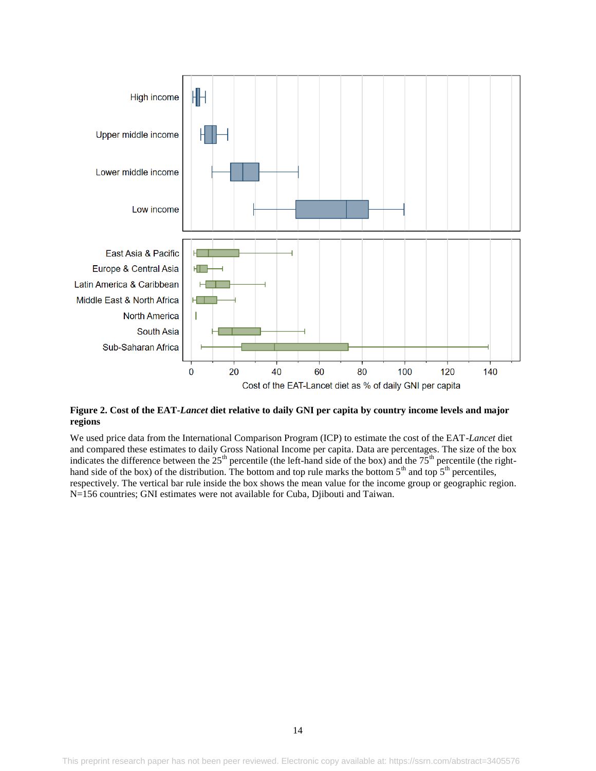**Figure 2. Cost of the EAT-*Lancet* diet relative to daily GNI per capita by country income levels and major regions**

We used price data from the International Comparison Program (ICP) to estimate the cost of the EAT-*Lancet* diet and compared these estimates to daily Gross National Income per capita. Data are percentages. The size of the box indicates the difference between the 25th percentile (the left-hand side of the box) and the 75th percentile (the right-hand side of the box) of the distribution. The bottom and top rule marks the bottom 5th and top 5th percentiles, respectively. The vertical bar rule inside the box shows the mean value for the income group or geographic region. N=156 countries; GNI estimates were not available for Cuba, Djibouti and Taiwan.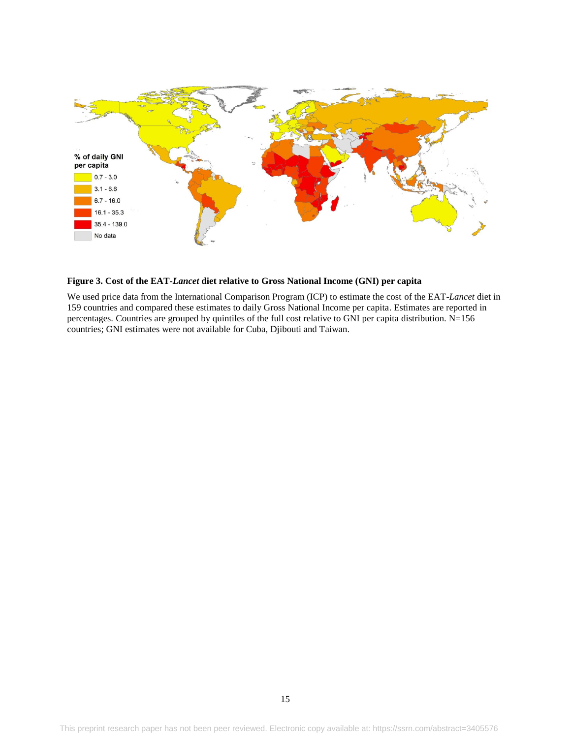% of daily GNI per capita

0.7 - 3.0

3.1 - 6.6

6.7 - 16.0

16.1 - 35.3

35.4 - 139.0

No data

**Figure 3. Cost of the EAT-*Lancet* diet relative to Gross National Income (GNI) per capita**

We used price data from the International Comparison Program (ICP) to estimate the cost of the EAT-*Lancet* diet in 159 countries and compared these estimates to daily Gross National Income per capita. Estimates are reported in percentages. Countries are grouped by quintiles of the full cost relative to GNI per capita distribution. N=156 countries; GNI estimates were not available for Cuba, Djibouti and Taiwan.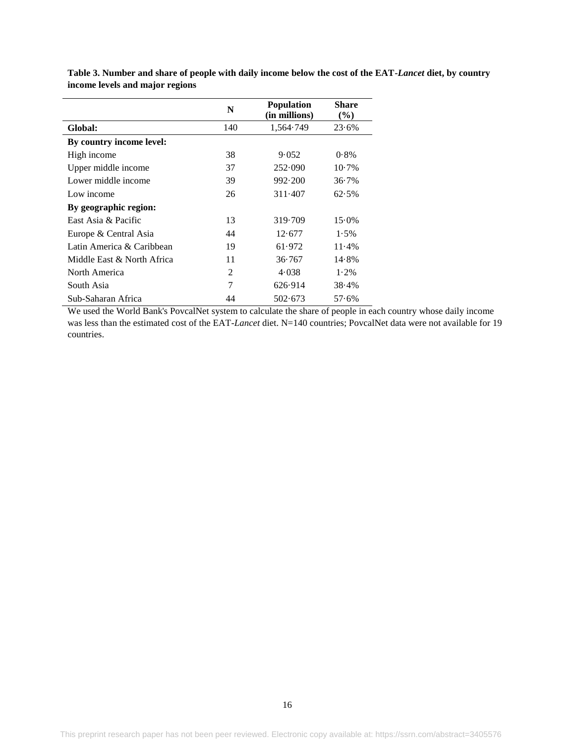**Table 3. Number and share of people with daily income below the cost of the EAT-*Lancet* diet, by country income levels and major regions**

| | N | Population (in millions) | Share (%) |
|---|---|---|---|
| **Global:** | 140 | 1,564·749 | 23·6% |
| **By country income level:** | | | |
| High income | 38 | 9·052 | 0·8% |
| Upper middle income | 37 | 252·090 | 10·7% |
| Lower middle income | 39 | 992·200 | 36·7% |
| Low income | 26 | 311·407 | 62·5% |
| **By geographic region:** | | | |
| East Asia & Pacific | 13 | 319·709 | 15·0% |
| Europe & Central Asia | 44 | 12·677 | 1·5% |
| Latin America & Caribbean | 19 | 61·972 | 11·4% |
| Middle East & North Africa | 11 | 36·767 | 14·8% |
| North America | 2 | 4·038 | 1·2% |
| South Asia | 7 | 626·914 | 38·4% |
| Sub-Saharan Africa | 44 | 502·673 | 57·6% |

We used the World Bank's PovcalNet system to calculate the share of people in each country whose daily income was less than the estimated cost of the EAT-*Lancet* diet. N=140 countries; PovcalNet data were not available for 19 countries.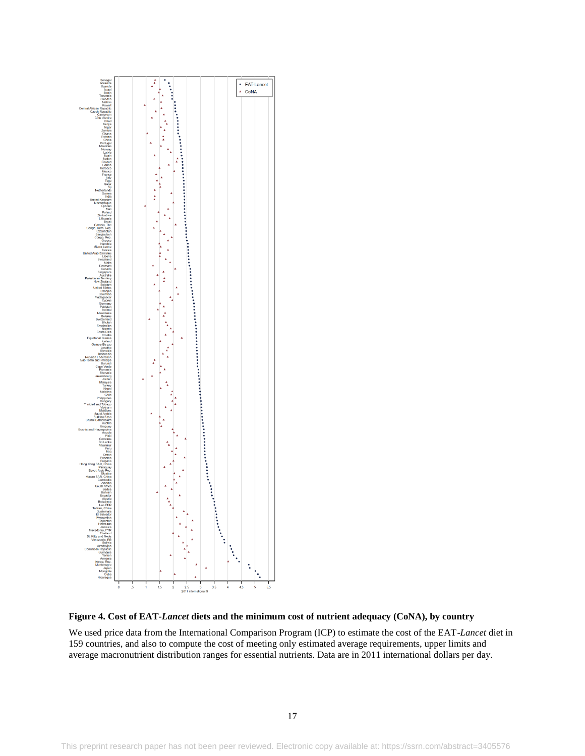Senegal
Rwanda
Uganda
Israel
Benin
Tanzania
Sweden
Malawi
Kuwait
Central African Republic
Czech Republic
Cameroon
Côte d'Ivoire
Chad
Kenya
Niger
Zambia
Ghana
Eritrea
China
Portugal
Mauritius
Norway
Latvia
Spain
Sudan
Finland
Gabon
Morocco
Mexico
France
Italy
Togo
Qatar
Fiji
Netherlands
Guinea
India
United Kingdom
Mozambique
Djibouti
Mali
Poland
Zimbabwe
Lithuania
Brazil
Gambia, The
Congo, Dem. Rep.
Kazakhstan
Bangladesh
Congo, Rep.
Greece
Namibia
Sierra Leone
Tunisia
United Arab Emirates
Liberia
Swaziland
Malta
Denmark
Canada
Singapore
Australia
Palestinian Territory
New Zealand
Belgium
United States
Ethiopia
Colombia
Madagascar
Cyprus
Germany
Pakistan
Ireland
Mauritania
Belarus
Switzerland
Bhutan
Seychelles
Nigeria
Costa Rica
Croatia
Equatorial Guinea
Iceland
Guinea-Bissau
Lesotho
Slovakia
Indonesia
Russian Federation
São Tomé and Principe
Burundi
Cape Verde
Romania
Slovenia
Luxembourg
Jordan
Malaysia
Turkey
Nepal
Moldova
Chile
Philippines
Hungary
Trinidad and Tobago
Vietnam
Maldives
Saudi Arabia
Burkina Faso
Brunei Darussalam
Austria
Uruguay
Bosnia and Herzegovina
Angola
Haiti
Comoros
Sri Lanka
Myanmar
Peru
Iraq
Oman
Panama
Bulgaria
Hong Kong SAR, China
Paraguay
Egypt, Arab Rep.
Ukraine
Macao SAR, China
Cambodia
Albania
South Africa
Serbia
Bahrain
Ecuador
Algeria
Botswana
Lao PDR
Taiwan, China
Guatemala
El Salvador
Kyrgyzstan
Tajikistan
Honduras
Jamaica
Macedonia, FYR
Thailand
St. Kitts and Nevis
Venezuela, RB
Bolivia
Azerbaijan
Dominican Republic
Suriname
Yemen
Armenia
Korea, Rep.
Montenegro
Japan
Mongolia
Cuba
Nicaragua

EAT-Lancet
CoNA

0 .5 1 1.5 2 2.5 3 3.5 4 4.5 5 5.5

2011 international $

**Figure 4. Cost of EAT-*Lancet* diets and the minimum cost of nutrient adequacy (CoNA), by country**

We used price data from the International Comparison Program (ICP) to estimate the cost of the EAT-*Lancet* diet in 159 countries, and also to compute the cost of meeting only estimated average requirements, upper limits and average macronutrient distribution ranges for essential nutrients. Data are in 2011 international dollars per day.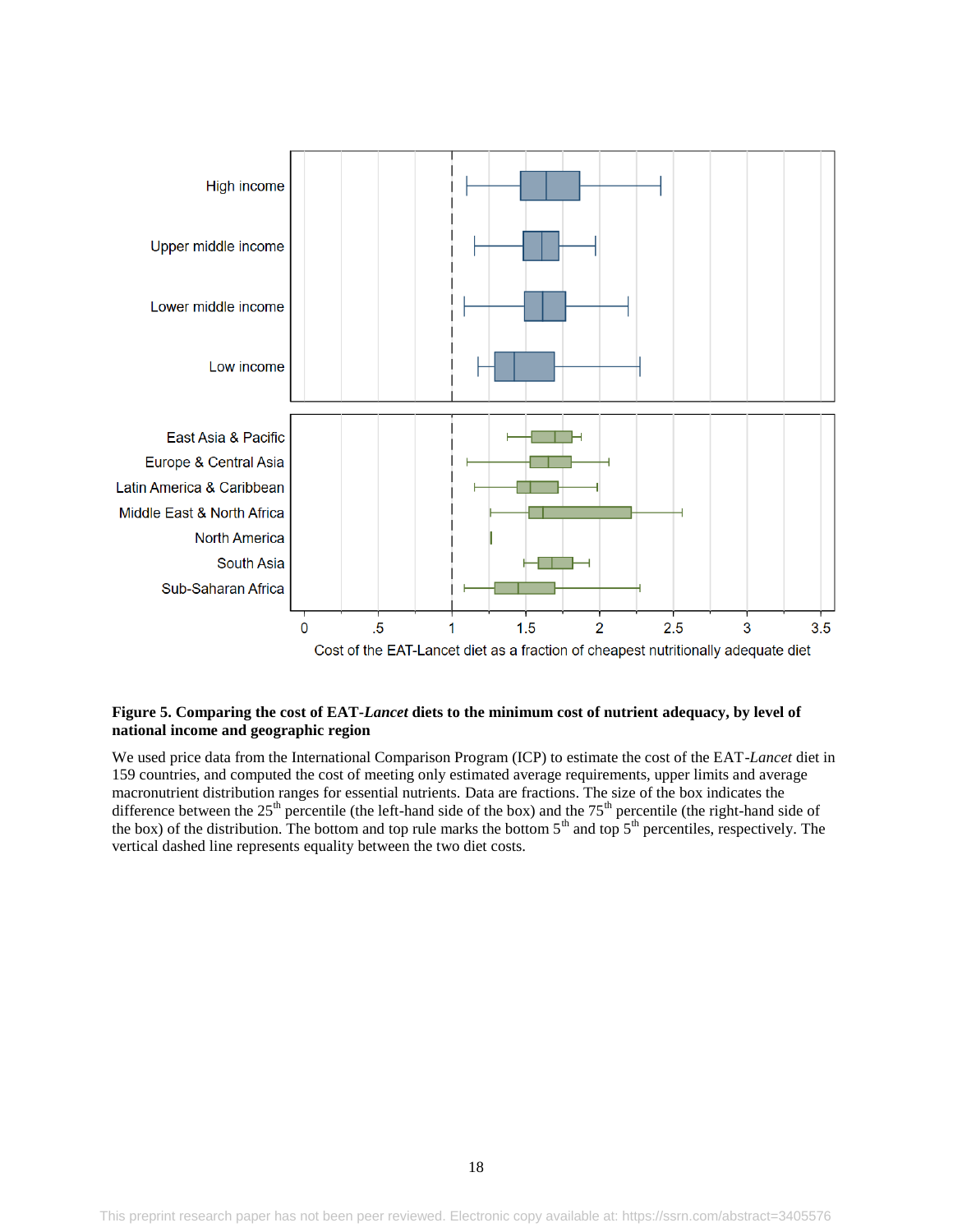High income

Upper middle income

Lower middle income

Low income

East Asia & Pacific

Europe & Central Asia

Latin America & Caribbean

Middle East & North Africa

North America

South Asia

Sub-Saharan Africa

0 .5 1 1.5 2 2.5 3 3.5

Cost of the EAT-Lancet diet as a fraction of cheapest nutritionally adequate diet

**Figure 5. Comparing the cost of EAT-*Lancet* diets to the minimum cost of nutrient adequacy, by level of national income and geographic region**

We used price data from the International Comparison Program (ICP) to estimate the cost of the EAT-*Lancet* diet in 159 countries, and computed the cost of meeting only estimated average requirements, upper limits and average macronutrient distribution ranges for essential nutrients. Data are fractions. The size of the box indicates the difference between the 25th percentile (the left-hand side of the box) and the 75th percentile (the right-hand side of the box) of the distribution. The bottom and top rule marks the bottom 5th and top 5th percentiles, respectively. The vertical dashed line represents equality between the two diet costs.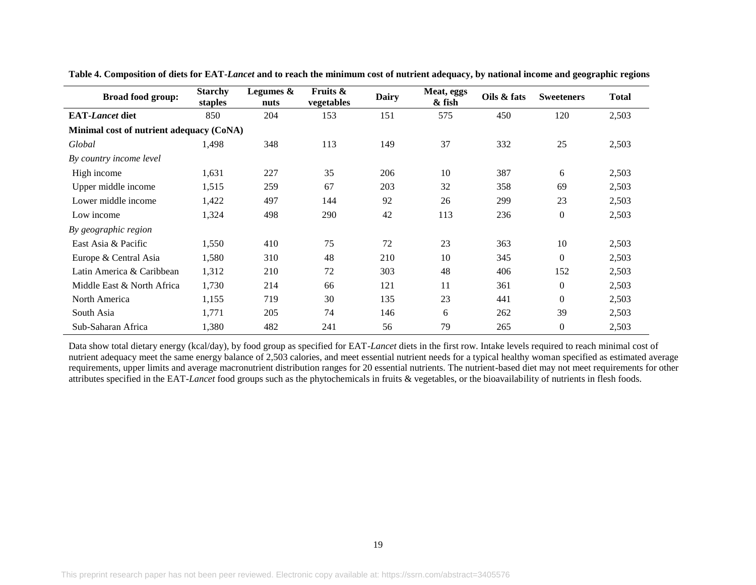**Table 4. Composition of diets for EAT-*Lancet* and to reach the minimum cost of nutrient adequacy, by national income and geographic regions**

| Broad food group: | Starchy staples | Legumes & nuts | Fruits & vegetables | Dairy | Meat, eggs & fish | Oils & fats | Sweeteners | Total |
|---|---|---|---|---|---|---|---|---|
| **EAT-*Lancet* diet** | 850 | 204 | 153 | 151 | 575 | 450 | 120 | 2,503 |
| **Minimal cost of nutrient adequacy (CoNA)** | | | | | | | | |
| *Global* | 1,498 | 348 | 113 | 149 | 37 | 332 | 25 | 2,503 |
| *By country income level* | | | | | | | | |
| High income | 1,631 | 227 | 35 | 206 | 10 | 387 | 6 | 2,503 |
| Upper middle income | 1,515 | 259 | 67 | 203 | 32 | 358 | 69 | 2,503 |
| Lower middle income | 1,422 | 497 | 144 | 92 | 26 | 299 | 23 | 2,503 |
| Low income | 1,324 | 498 | 290 | 42 | 113 | 236 | 0 | 2,503 |
| *By geographic region* | | | | | | | | |
| East Asia & Pacific | 1,550 | 410 | 75 | 72 | 23 | 363 | 10 | 2,503 |
| Europe & Central Asia | 1,580 | 310 | 48 | 210 | 10 | 345 | 0 | 2,503 |
| Latin America & Caribbean | 1,312 | 210 | 72 | 303 | 48 | 406 | 152 | 2,503 |
| Middle East & North Africa | 1,730 | 214 | 66 | 121 | 11 | 361 | 0 | 2,503 |
| North America | 1,155 | 719 | 30 | 135 | 23 | 441 | 0 | 2,503 |
| South Asia | 1,771 | 205 | 74 | 146 | 6 | 262 | 39 | 2,503 |
| Sub-Saharan Africa | 1,380 | 482 | 241 | 56 | 79 | 265 | 0 | 2,503 |

Data show total dietary energy (kcal/day), by food group as specified for EAT-*Lancet* diets in the first row. Intake levels required to reach minimal cost of nutrient adequacy meet the same energy balance of 2,503 calories, and meet essential nutrient needs for a typical healthy woman specified as estimated average requirements, upper limits and average macronutrient distribution ranges for 20 essential nutrients. The nutrient-based diet may not meet requirements for other attributes specified in the EAT-*Lancet* food groups such as the phytochemicals in fruits & vegetables, or the bioavailability of nutrients in flesh foods.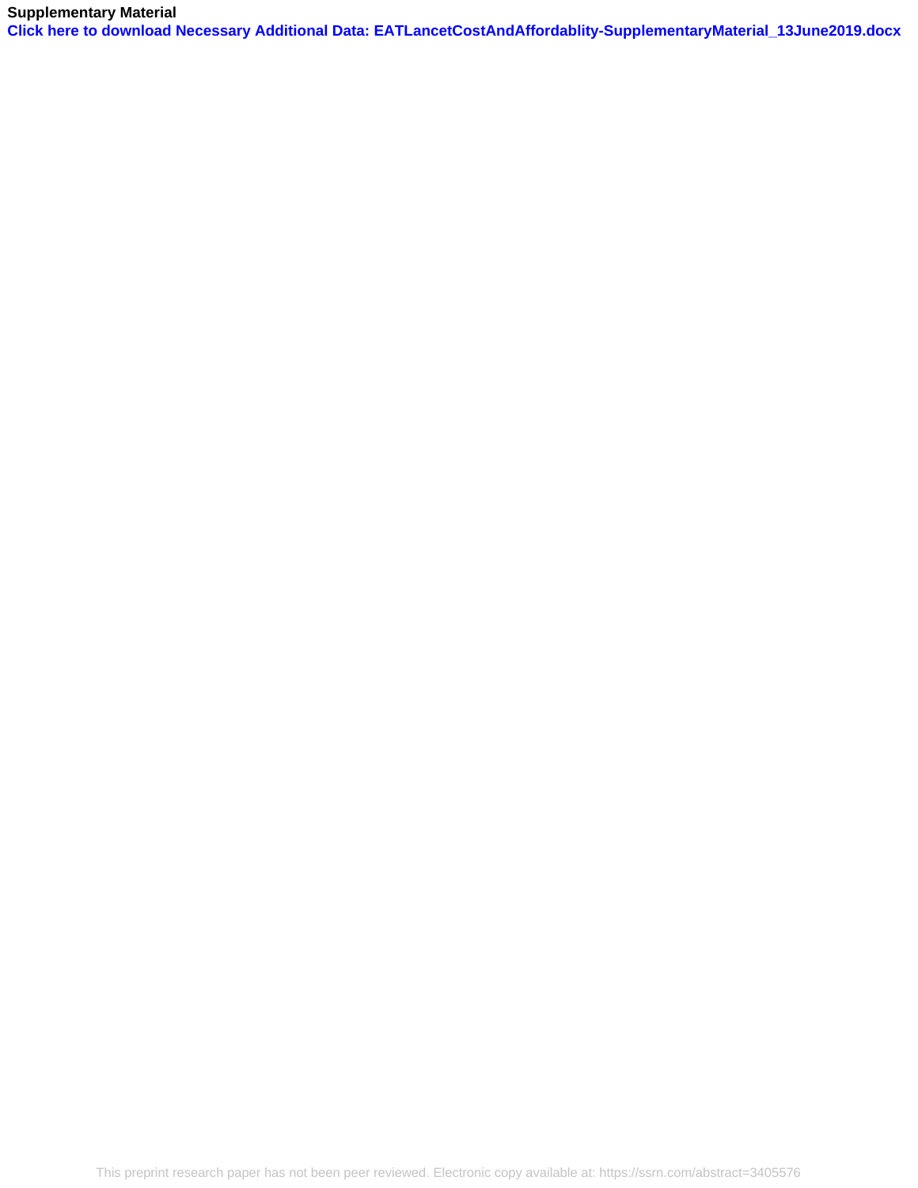**Supplementary Material**

**Click here to download Necessary Additional Data: EATLancetCostAndAffordablity-SupplementaryMaterial_13June2019.docx**